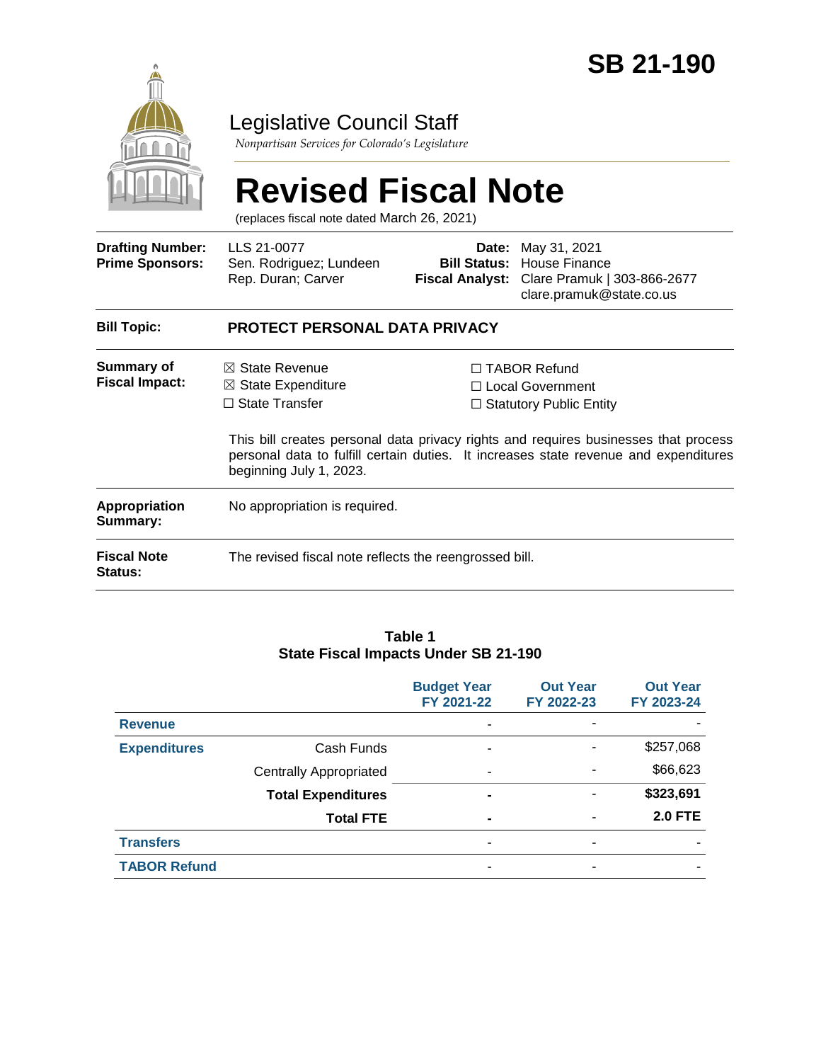# SB 21-190

## Legislative Council Staff

*Nonpartisan Services for Colorado's Legislature*

# Revised Fiscal Note

(replaces fiscal note dated March 26, 2021)

| | | | |
|---|---|---|---|
| **Drafting Number:** | LLS 21-0077 | **Date:** | May 31, 2021 |
| **Prime Sponsors:** | Sen. Rodriguez; Lundeen<br>Rep. Duran; Carver | **Bill Status:** | House Finance |
| | | **Fiscal Analyst:** | Clare Pramuk \| 303-866-2677<br>clare.pramuk@state.co.us |

| | |
|---|---|
| **Bill Topic:** | **PROTECT PERSONAL DATA PRIVACY** |
| **Summary of Fiscal Impact:** | ☒ State Revenue ☒ State Expenditure ☐ State Transfer ☐ TABOR Refund ☐ Local Government ☐ Statutory Public Entity<br><br>This bill creates personal data privacy rights and requires businesses that process personal data to fulfill certain duties. It increases state revenue and expenditures beginning July 1, 2023. |
| **Appropriation Summary:** | No appropriation is required. |
| **Fiscal Note Status:** | The revised fiscal note reflects the reengrossed bill. |

**Table 1**
**State Fiscal Impacts Under SB 21-190**

| | | Budget Year FY 2021-22 | Out Year FY 2022-23 | Out Year FY 2023-24 |
|---|---|---|---|---|
| **Revenue** | | - | - | - |
| **Expenditures** | Cash Funds | - | - | $257,068 |
| | Centrally Appropriated | - | - | $66,623 |
| | **Total Expenditures** | **-** | - | **$323,691** |
| | **Total FTE** | **-** | - | **2.0 FTE** |
| **Transfers** | | - | - | - |
| **TABOR Refund** | | - | - | - |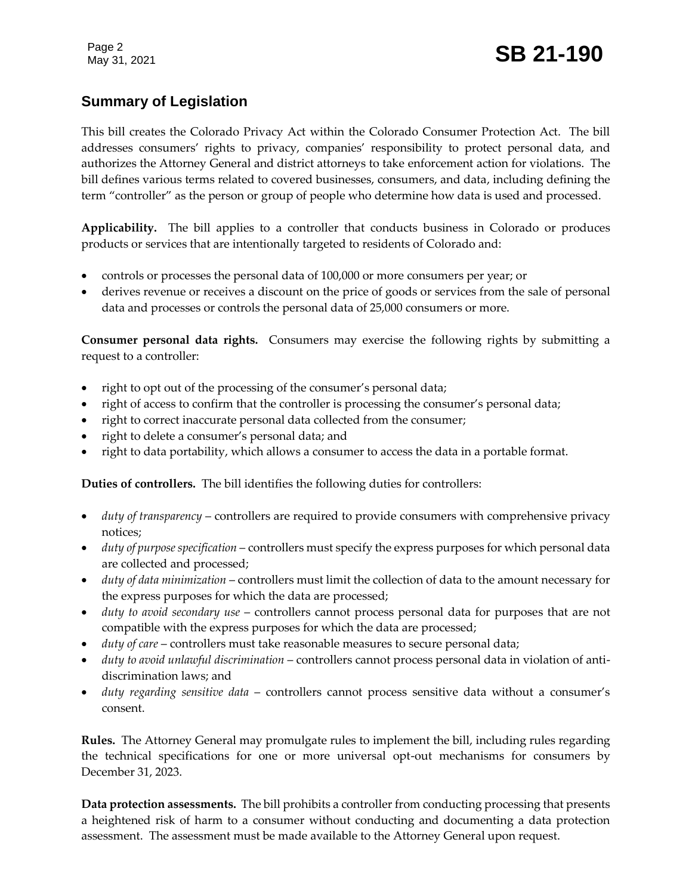## Summary of Legislation

This bill creates the Colorado Privacy Act within the Colorado Consumer Protection Act. The bill addresses consumers' rights to privacy, companies' responsibility to protect personal data, and authorizes the Attorney General and district attorneys to take enforcement action for violations. The bill defines various terms related to covered businesses, consumers, and data, including defining the term "controller" as the person or group of people who determine how data is used and processed.

**Applicability.** The bill applies to a controller that conducts business in Colorado or produces products or services that are intentionally targeted to residents of Colorado and:

- controls or processes the personal data of 100,000 or more consumers per year; or
- derives revenue or receives a discount on the price of goods or services from the sale of personal data and processes or controls the personal data of 25,000 consumers or more.

**Consumer personal data rights.** Consumers may exercise the following rights by submitting a request to a controller:

- right to opt out of the processing of the consumer's personal data;
- right of access to confirm that the controller is processing the consumer's personal data;
- right to correct inaccurate personal data collected from the consumer;
- right to delete a consumer's personal data; and
- right to data portability, which allows a consumer to access the data in a portable format.

**Duties of controllers.** The bill identifies the following duties for controllers:

- *duty of transparency* – controllers are required to provide consumers with comprehensive privacy notices;
- *duty of purpose specification* – controllers must specify the express purposes for which personal data are collected and processed;
- *duty of data minimization* – controllers must limit the collection of data to the amount necessary for the express purposes for which the data are processed;
- *duty to avoid secondary use* – controllers cannot process personal data for purposes that are not compatible with the express purposes for which the data are processed;
- *duty of care* – controllers must take reasonable measures to secure personal data;
- *duty to avoid unlawful discrimination* – controllers cannot process personal data in violation of anti-discrimination laws; and
- *duty regarding sensitive data* – controllers cannot process sensitive data without a consumer's consent.

**Rules.** The Attorney General may promulgate rules to implement the bill, including rules regarding the technical specifications for one or more universal opt-out mechanisms for consumers by December 31, 2023.

**Data protection assessments.** The bill prohibits a controller from conducting processing that presents a heightened risk of harm to a consumer without conducting and documenting a data protection assessment. The assessment must be made available to the Attorney General upon request.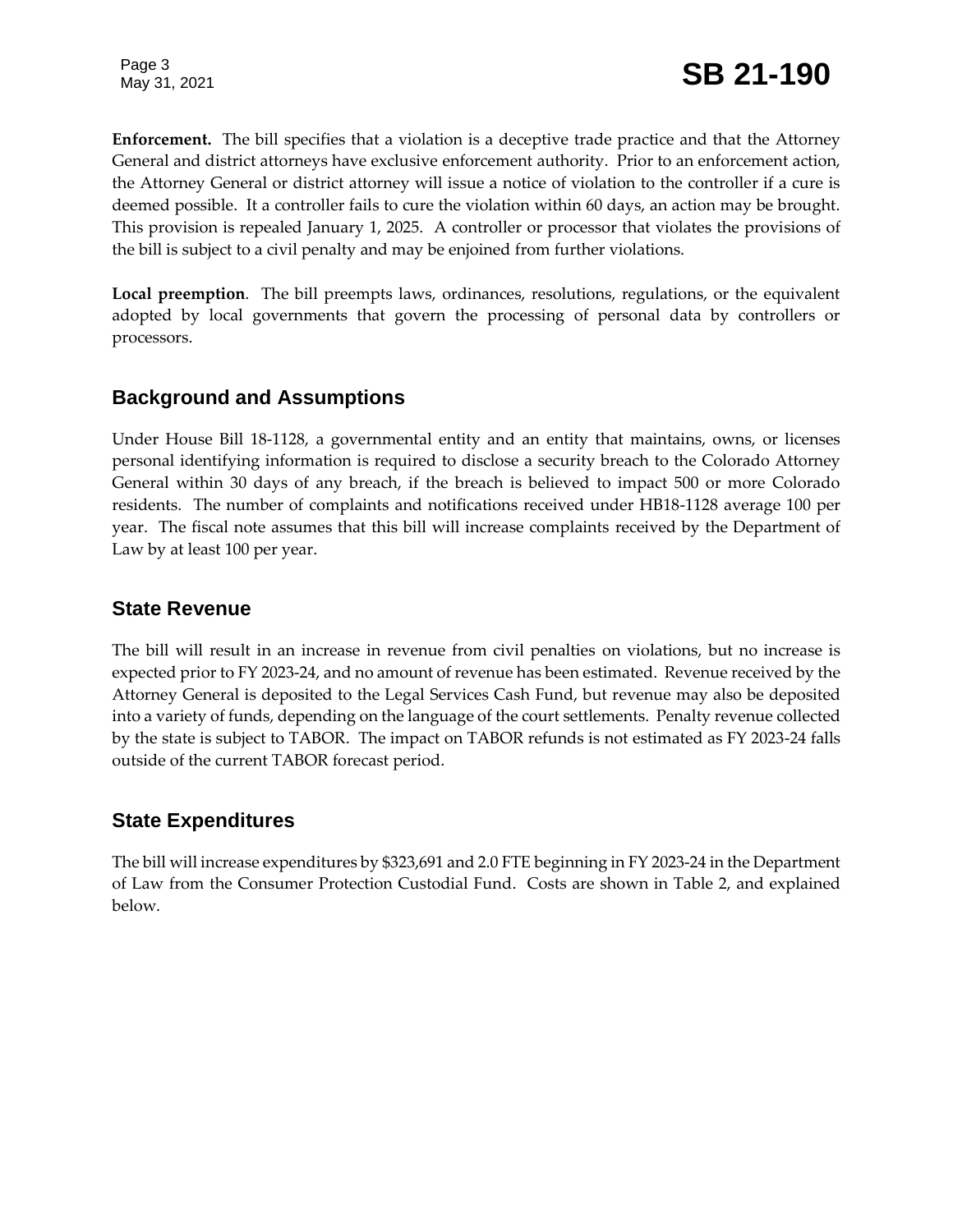**Enforcement.** The bill specifies that a violation is a deceptive trade practice and that the Attorney General and district attorneys have exclusive enforcement authority. Prior to an enforcement action, the Attorney General or district attorney will issue a notice of violation to the controller if a cure is deemed possible. It a controller fails to cure the violation within 60 days, an action may be brought. This provision is repealed January 1, 2025. A controller or processor that violates the provisions of the bill is subject to a civil penalty and may be enjoined from further violations.

**Local preemption**. The bill preempts laws, ordinances, resolutions, regulations, or the equivalent adopted by local governments that govern the processing of personal data by controllers or processors.

## Background and Assumptions

Under House Bill 18-1128, a governmental entity and an entity that maintains, owns, or licenses personal identifying information is required to disclose a security breach to the Colorado Attorney General within 30 days of any breach, if the breach is believed to impact 500 or more Colorado residents. The number of complaints and notifications received under HB18-1128 average 100 per year. The fiscal note assumes that this bill will increase complaints received by the Department of Law by at least 100 per year.

## State Revenue

The bill will result in an increase in revenue from civil penalties on violations, but no increase is expected prior to FY 2023-24, and no amount of revenue has been estimated. Revenue received by the Attorney General is deposited to the Legal Services Cash Fund, but revenue may also be deposited into a variety of funds, depending on the language of the court settlements. Penalty revenue collected by the state is subject to TABOR. The impact on TABOR refunds is not estimated as FY 2023-24 falls outside of the current TABOR forecast period.

## State Expenditures

The bill will increase expenditures by $323,691 and 2.0 FTE beginning in FY 2023-24 in the Department of Law from the Consumer Protection Custodial Fund. Costs are shown in Table 2, and explained below.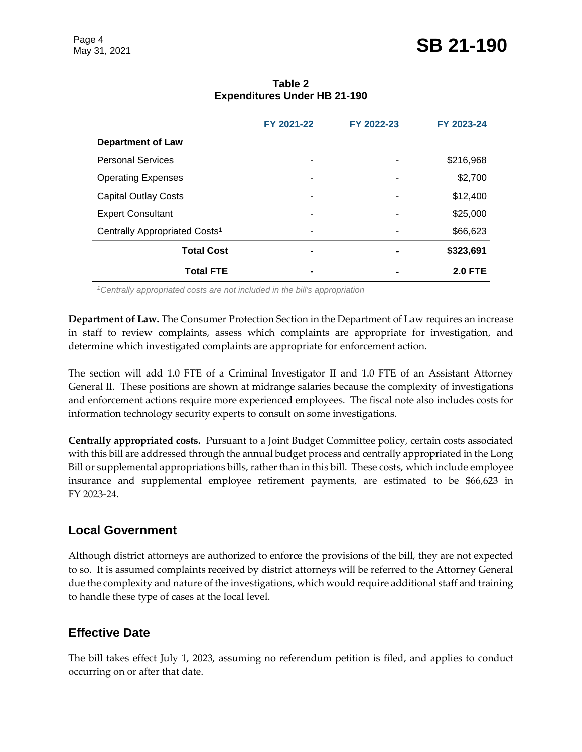**Table 2**
**Expenditures Under HB 21-190**

| | FY 2021-22 | FY 2022-23 | FY 2023-24 |
|---|---|---|---|
| **Department of Law** | | | |
| Personal Services | - | - | $216,968 |
| Operating Expenses | - | - | $2,700 |
| Capital Outlay Costs | - | - | $12,400 |
| Expert Consultant | - | - | $25,000 |
| Centrally Appropriated Costs[1] | - | - | $66,623 |
| **Total Cost** | **-** | **-** | **$323,691** |
| **Total FTE** | **-** | **-** | **2.0 FTE** |

*[1]Centrally appropriated costs are not included in the bill's appropriation*

**Department of Law.** The Consumer Protection Section in the Department of Law requires an increase in staff to review complaints, assess which complaints are appropriate for investigation, and determine which investigated complaints are appropriate for enforcement action.

The section will add 1.0 FTE of a Criminal Investigator II and 1.0 FTE of an Assistant Attorney General II. These positions are shown at midrange salaries because the complexity of investigations and enforcement actions require more experienced employees. The fiscal note also includes costs for information technology security experts to consult on some investigations.

**Centrally appropriated costs.** Pursuant to a Joint Budget Committee policy, certain costs associated with this bill are addressed through the annual budget process and centrally appropriated in the Long Bill or supplemental appropriations bills, rather than in this bill. These costs, which include employee insurance and supplemental employee retirement payments, are estimated to be $66,623 in FY 2023-24.

## Local Government

Although district attorneys are authorized to enforce the provisions of the bill, they are not expected to so. It is assumed complaints received by district attorneys will be referred to the Attorney General due the complexity and nature of the investigations, which would require additional staff and training to handle these type of cases at the local level.

## Effective Date

The bill takes effect July 1, 2023, assuming no referendum petition is filed, and applies to conduct occurring on or after that date.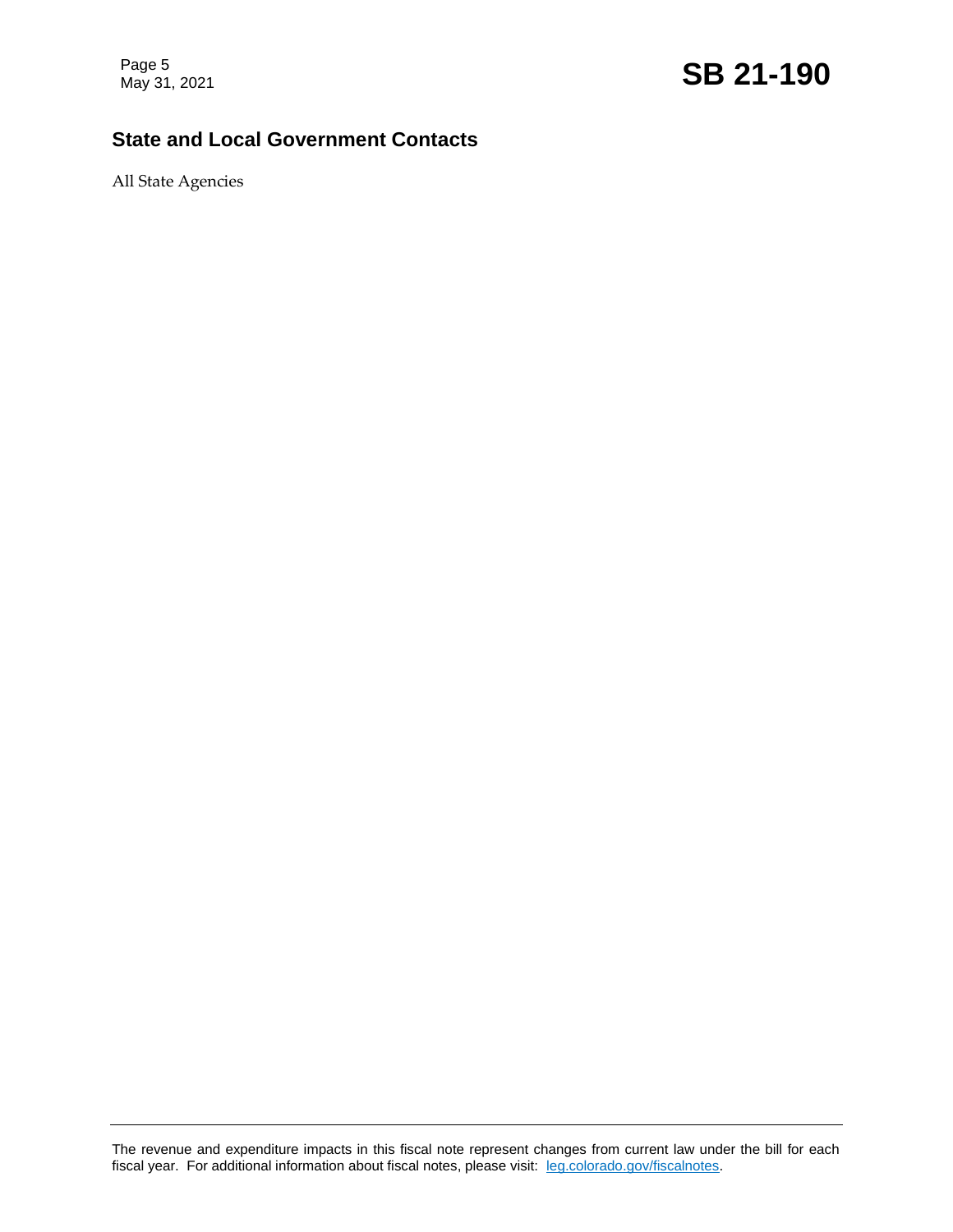## State and Local Government Contacts

All State Agencies

The revenue and expenditure impacts in this fiscal note represent changes from current law under the bill for each fiscal year. For additional information about fiscal notes, please visit: leg.colorado.gov/fiscalnotes.